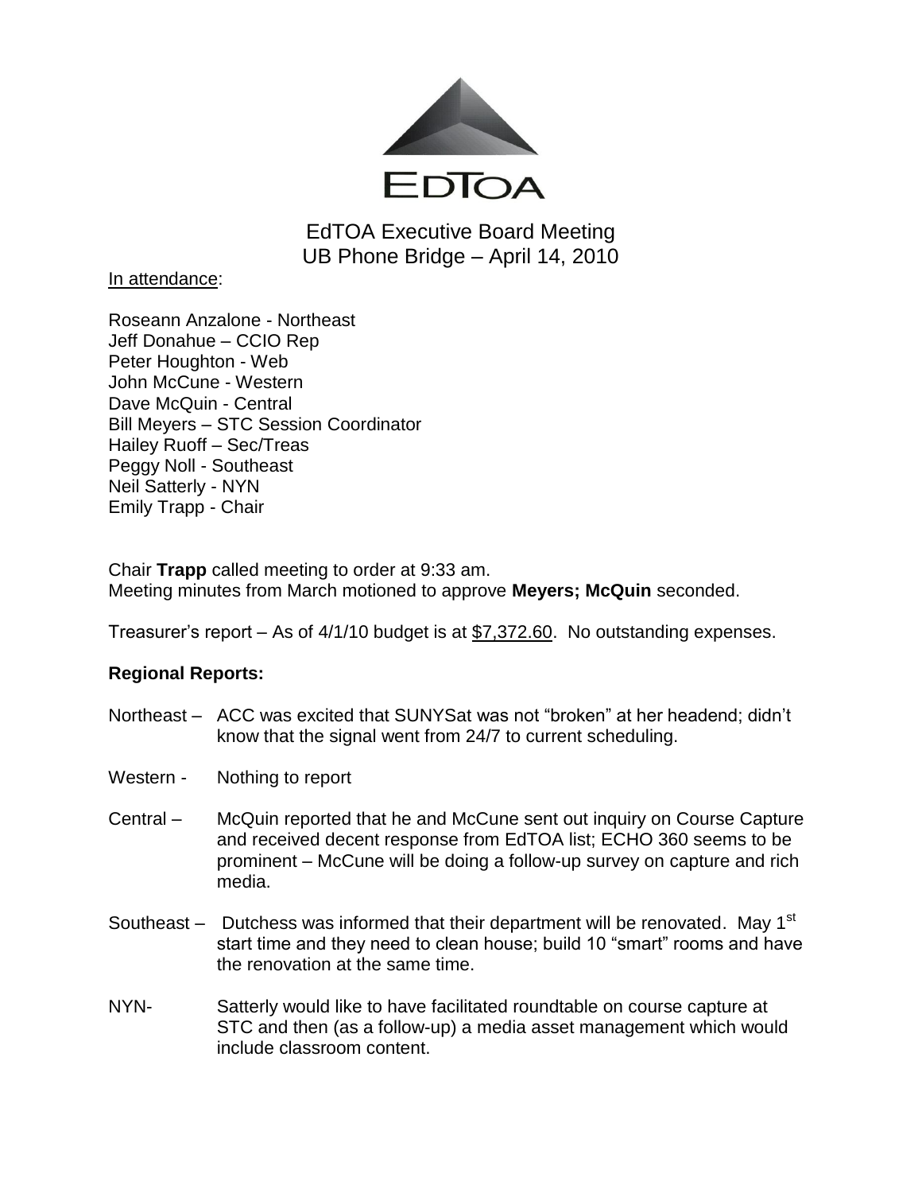EDTOA

# EdTOA Executive Board Meeting
## UB Phone Bridge – April 14, 2010

In attendance:

Roseann Anzalone - Northeast
Jeff Donahue – CCIO Rep
Peter Houghton - Web
John McCune - Western
Dave McQuin - Central
Bill Meyers – STC Session Coordinator
Hailey Ruoff – Sec/Treas
Peggy Noll - Southeast
Neil Satterly - NYN
Emily Trapp - Chair

Chair **Trapp** called meeting to order at 9:33 am.
Meeting minutes from March motioned to approve **Meyers; McQuin** seconded.

Treasurer's report – As of 4/1/10 budget is at $7,372.60. No outstanding expenses.

**Regional Reports:**

Northeast – ACC was excited that SUNYSat was not "broken" at her headend; didn't know that the signal went from 24/7 to current scheduling.

Western - Nothing to report

Central – McQuin reported that he and McCune sent out inquiry on Course Capture and received decent response from EdTOA list; ECHO 360 seems to be prominent – McCune will be doing a follow-up survey on capture and rich media.

Southeast – Dutchess was informed that their department will be renovated. May 1st start time and they need to clean house; build 10 "smart" rooms and have the renovation at the same time.

NYN- Satterly would like to have facilitated roundtable on course capture at STC and then (as a follow-up) a media asset management which would include classroom content.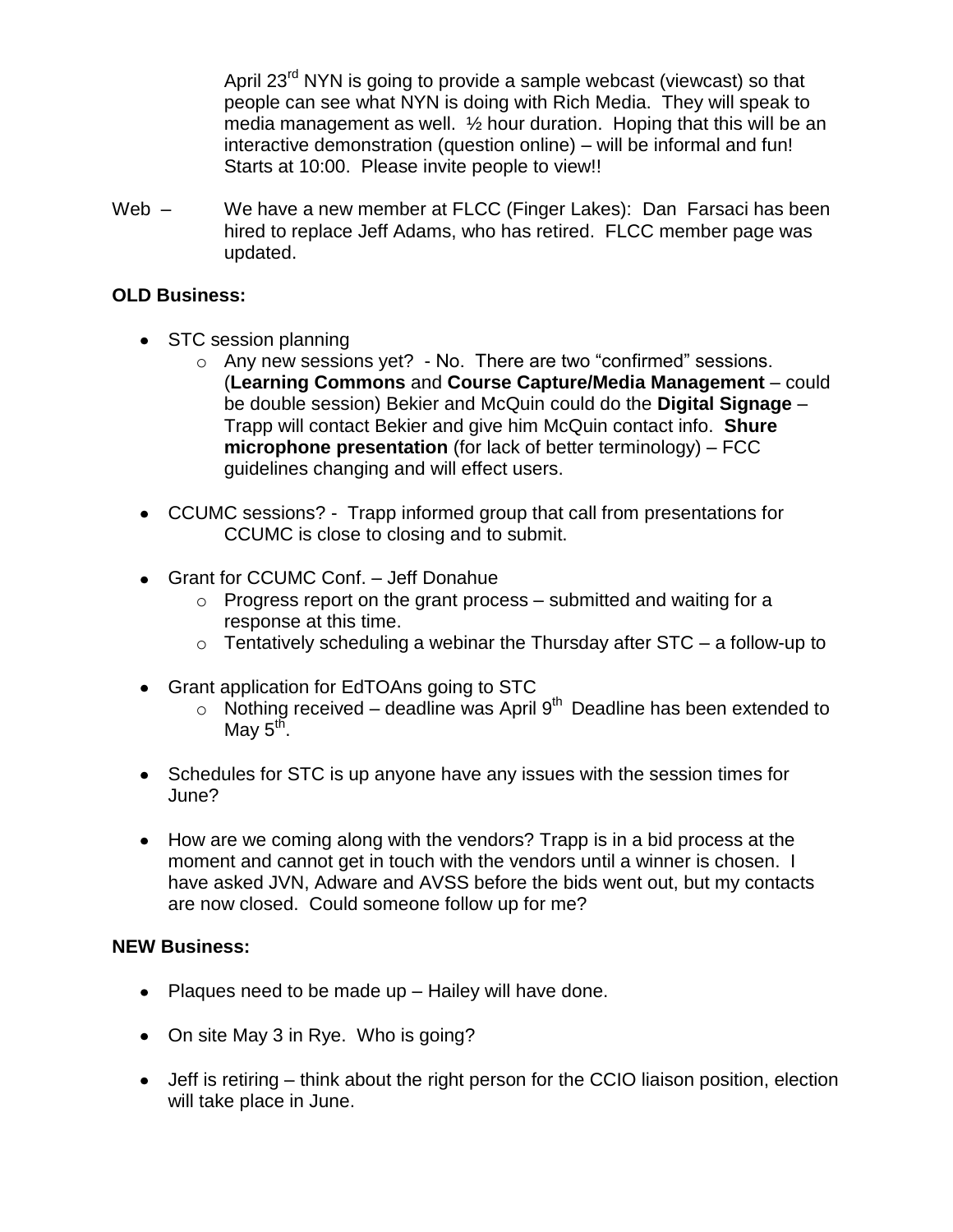April 23rd NYN is going to provide a sample webcast (viewcast) so that people can see what NYN is doing with Rich Media. They will speak to media management as well. ½ hour duration. Hoping that this will be an interactive demonstration (question online) – will be informal and fun! Starts at 10:00. Please invite people to view!!

Web – We have a new member at FLCC (Finger Lakes): Dan Farsaci has been hired to replace Jeff Adams, who has retired. FLCC member page was updated.

**OLD Business:**

- STC session planning
  - Any new sessions yet? - No. There are two "confirmed" sessions. (**Learning Commons** and **Course Capture/Media Management** – could be double session) Bekier and McQuin could do the **Digital Signage** – Trapp will contact Bekier and give him McQuin contact info. **Shure microphone presentation** (for lack of better terminology) – FCC guidelines changing and will effect users.
- CCUMC sessions? - Trapp informed group that call from presentations for CCUMC is close to closing and to submit.
- Grant for CCUMC Conf. – Jeff Donahue
  - Progress report on the grant process – submitted and waiting for a response at this time.
  - Tentatively scheduling a webinar the Thursday after STC – a follow-up to
- Grant application for EdTOAns going to STC
  - Nothing received – deadline was April 9th Deadline has been extended to May 5th.
- Schedules for STC is up anyone have any issues with the session times for June?
- How are we coming along with the vendors? Trapp is in a bid process at the moment and cannot get in touch with the vendors until a winner is chosen. I have asked JVN, Adware and AVSS before the bids went out, but my contacts are now closed. Could someone follow up for me?

**NEW Business:**

- Plaques need to be made up – Hailey will have done.
- On site May 3 in Rye. Who is going?
- Jeff is retiring – think about the right person for the CCIO liaison position, election will take place in June.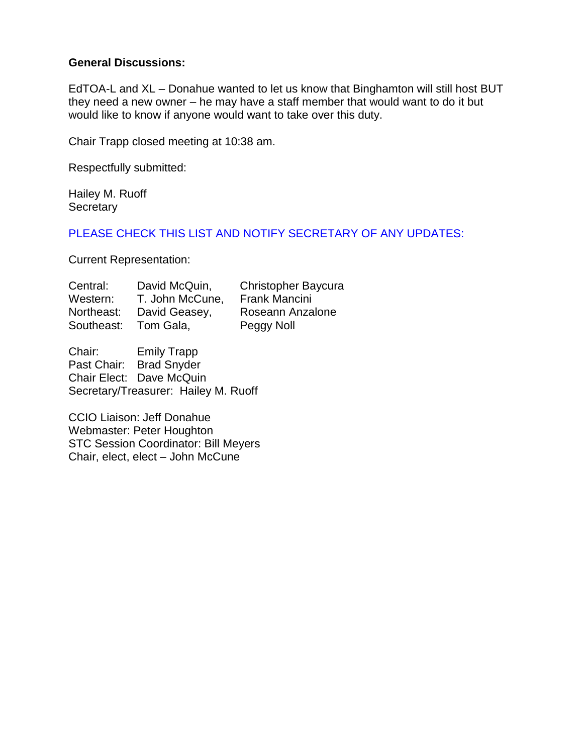**General Discussions:**

EdTOA-L and XL – Donahue wanted to let us know that Binghamton will still host BUT they need a new owner – he may have a staff member that would want to do it but would like to know if anyone would want to take over this duty.

Chair Trapp closed meeting at 10:38 am.

Respectfully submitted:

Hailey M. Ruoff  
Secretary

PLEASE CHECK THIS LIST AND NOTIFY SECRETARY OF ANY UPDATES:

Current Representation:

| | | |
|---|---|---|
| Central: | David McQuin, | Christopher Baycura |
| Western: | T. John McCune, | Frank Mancini |
| Northeast: | David Geasey, | Roseann Anzalone |
| Southeast: | Tom Gala, | Peggy Noll |

Chair: Emily Trapp  
Past Chair: Brad Snyder  
Chair Elect: Dave McQuin  
Secretary/Treasurer: Hailey M. Ruoff

CCIO Liaison: Jeff Donahue  
Webmaster: Peter Houghton  
STC Session Coordinator: Bill Meyers  
Chair, elect, elect – John McCune